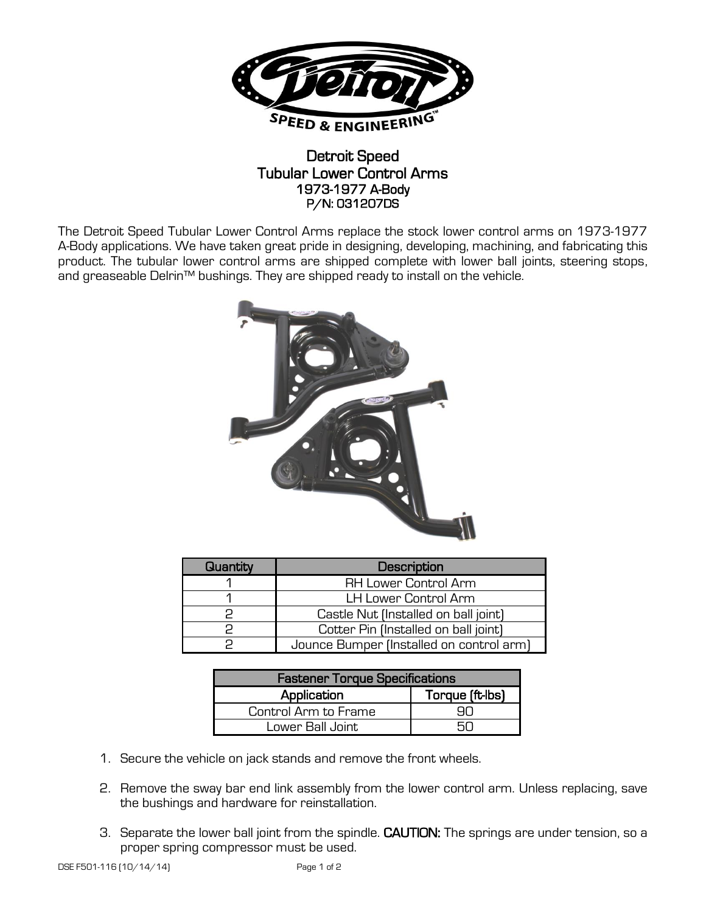# Detroit Speed
## Tubular Lower Control Arms
### 1973-1977 A-Body
### P/N: 031207DS

The Detroit Speed Tubular Lower Control Arms replace the stock lower control arms on 1973-1977 A-Body applications. We have taken great pride in designing, developing, machining, and fabricating this product. The tubular lower control arms are shipped complete with lower ball joints, steering stops, and greaseable Delrin™ bushings. They are shipped ready to install on the vehicle.

| Quantity | Description |
|---|---|
| 1 | RH Lower Control Arm |
| 1 | LH Lower Control Arm |
| 2 | Castle Nut (Installed on ball joint) |
| 2 | Cotter Pin (Installed on ball joint) |
| 2 | Jounce Bumper (Installed on control arm) |

| Fastener Torque Specifications | |
|---|---|
| Application | Torque (ft-lbs) |
| Control Arm to Frame | 90 |
| Lower Ball Joint | 50 |

1. Secure the vehicle on jack stands and remove the front wheels.

2. Remove the sway bar end link assembly from the lower control arm. Unless replacing, save the bushings and hardware for reinstallation.

3. Separate the lower ball joint from the spindle. **CAUTION:** The springs are under tension, so a proper spring compressor must be used.

DSE F501-116 (10/14/14)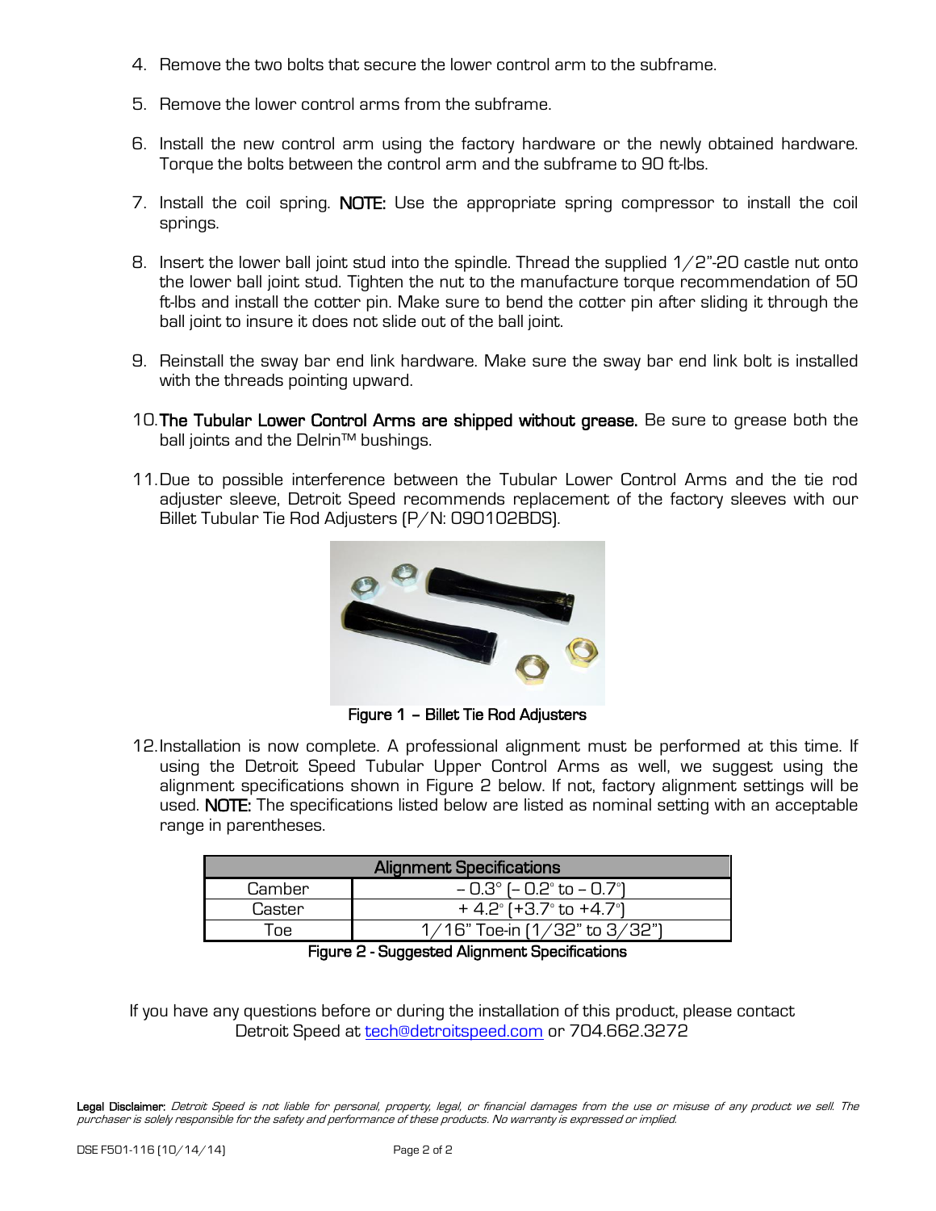4. Remove the two bolts that secure the lower control arm to the subframe.

5. Remove the lower control arms from the subframe.

6. Install the new control arm using the factory hardware or the newly obtained hardware. Torque the bolts between the control arm and the subframe to 90 ft-lbs.

7. Install the coil spring. **NOTE:** Use the appropriate spring compressor to install the coil springs.

8. Insert the lower ball joint stud into the spindle. Thread the supplied 1/2"-20 castle nut onto the lower ball joint stud. Tighten the nut to the manufacture torque recommendation of 50 ft-lbs and install the cotter pin. Make sure to bend the cotter pin after sliding it through the ball joint to insure it does not slide out of the ball joint.

9. Reinstall the sway bar end link hardware. Make sure the sway bar end link bolt is installed with the threads pointing upward.

10. **The Tubular Lower Control Arms are shipped without grease.** Be sure to grease both the ball joints and the Delrin™ bushings.

11. Due to possible interference between the Tubular Lower Control Arms and the tie rod adjuster sleeve, Detroit Speed recommends replacement of the factory sleeves with our Billet Tubular Tie Rod Adjusters (P/N: 090102BDS).

**Figure 1 – Billet Tie Rod Adjusters**

12. Installation is now complete. A professional alignment must be performed at this time. If using the Detroit Speed Tubular Upper Control Arms as well, we suggest using the alignment specifications shown in Figure 2 below. If not, factory alignment settings will be used. **NOTE:** The specifications listed below are listed as nominal setting with an acceptable range in parentheses.

| Alignment Specifications | |
|---|---|
| Camber | – 0.3° (– 0.2° to – 0.7°) |
| Caster | + 4.2° (+3.7° to +4.7°) |
| Toe | 1/16" Toe-in (1/32" to 3/32") |

**Figure 2 - Suggested Alignment Specifications**

If you have any questions before or during the installation of this product, please contact Detroit Speed at tech@detroitspeed.com or 704.662.3272

**Legal Disclaimer:** *Detroit Speed is not liable for personal, property, legal, or financial damages from the use or misuse of any product we sell. The purchaser is solely responsible for the safety and performance of these products. No warranty is expressed or implied.*

DSE F501-116 (10/14/14)